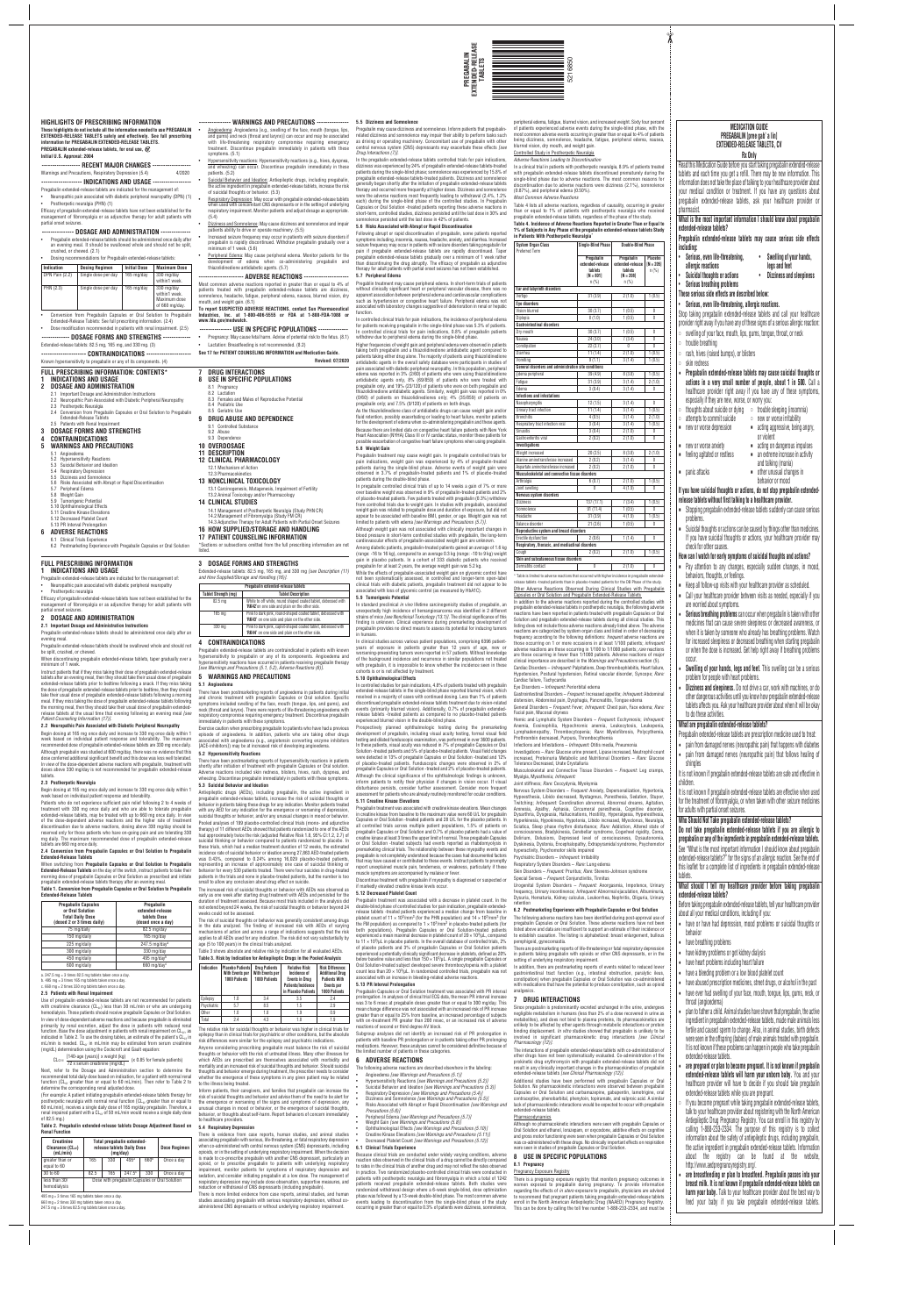# HIGHLIGHTS OF PRESCRIBING INFORMATION

**These highlights do not include all the information needed to use PREGABALIN EXTENDED-RELEASE TABLETS safely and effectively. See full prescribing information for PREGABALIN EXTENDED-RELEASE TABLETS.**

**PREGABALIN extended-release tablets, for oral use, CV**
**Initial U.S. Approval: 2004**

## RECENT MAJOR CHANGES

Warnings and Precautions, Respiratory Depression (5.4) 4/2020

## INDICATIONS AND USAGE

Pregabalin extended-release tablets are indicated for the management of:

- Neuropathic pain associated with diabetic peripheral neuropathy (DPN) (1)
- Postherpetic neuralgia (PHN) (1)

Efficacy of pregabalin extended-release tablets have not been established for the management of fibromyalgia or as adjunctive therapy for adult patients with partial onset seizures.

## DOSAGE AND ADMINISTRATION

- Pregabalin extended-release tablets should be administered once daily after an evening meal. It should be swallowed whole and should not be split, crushed, or chewed. (2.1)
- Dosing recommendations for Pregabalin extended-release tablets:

| Indication | Dosing Regimen | Initial Dose | Maximum Dose |
|---|---|---|---|
| DPN Pain (2.2) | Single dose per day | 165 mg/day | 330 mg/day within 1 week. |
| PHN (2.3) | Single dose per day | 165 mg/day | 330 mg/day within 1 week. Maximum dose of 660 mg/day. |

- Conversion from Pregabalin Capsules or Oral Solution to Pregabalin Extended-Release Tablets: See full prescribing information. (2.4)
- Dose modification recommended in patients with renal impairment. (2.5)

## DOSAGE FORMS AND STRENGTHS

Extended-release tablets: 82.5 mg, 165 mg, and 330 mg. (3)

## CONTRAINDICATIONS

Known hypersensitivity to pregabalin or any of its components. (4)

## WARNINGS AND PRECAUTIONS

- Angioedema: Angioedema (e.g., swelling of the face, mouth (tongue, lips, and gums) and neck (throat and larynx)) can occur and may be associated with life-threatening respiratory compromise requiring emergency treatment. Discontinue pregabalin immediately in patients with these symptoms. (5.1)
- Hypersensitivity reactions: Hypersensitivity reactions (e.g., hives, dyspnea, and wheezing) can occur. Discontinue pregabalin immediately in these patients. (5.2)
- Suicidal Behavior and Ideation: Antiepileptic drugs, including pregabalin, the active ingredient in pregabalin extended-release tablets, increase the risk of suicidal thoughts or behavior. (5.3)
- Respiratory Depression: May occur with pregabalin extended-release tablets when used with concomitant CNS depressants or in the setting of underlying respiratory impairment. Monitor patients and adjust dosage as appropriate. (5.4)
- Dizziness and Somnolence: May cause dizziness and somnolence and impair patients ability to drive or operate machinery. (5.5)
- Increased seizure frequency may occur in patients with seizure disorders if pregabalin is rapidly discontinued. Withdraw pregabalin gradually over a minimum of 1 week. (5.6)
- Peripheral Edema: May cause peripheral edema. Monitor patients for the development of edema when co-administering pregabalin and thiazolidinedione antidiabetic agents. (5.7)

## ADVERSE REACTIONS

Most common adverse reactions reported in greater than or equal to 4% of patients treated with pregabalin extended-release tablets are dizziness, somnolence, headache, fatigue, peripheral edema, nausea, blurred vision, dry mouth, and weight gain. (6.1)

**To report SUSPECTED ADVERSE REACTIONS, contact Sun Pharmaceutical Industries, Inc. at 1-800-818-4555 or FDA at 1-800-FDA-1088 or www.fda.gov/medwatch.**

## USE IN SPECIFIC POPULATIONS

- Pregnancy: May cause fetal harm. Advise of potential risk to the fetus. (8.1)
- Lactation: Breastfeeding is not recommended. (8.2)

**See 17 for PATIENT COUNSELING INFORMATION and Medication Guide.**

**Revised: 07/2020**

# FULL PRESCRIBING INFORMATION: CONTENTS*

1 INDICATIONS AND USAGE
2 DOSAGE AND ADMINISTRATION
- 2.1 Important Dosage and Administration Instructions
- 2.2 Neuropathic Pain Associated with Diabetic Peripheral Neuropathy
- 2.3 Postherpetic Neuralgia
- 2.4 Conversion from Pregabalin Capsules or Oral Solution to Pregabalin Extended-Release Tablets
- 2.5 Patients with Renal Impairment

3 DOSAGE FORMS AND STRENGTHS
4 CONTRAINDICATIONS
5 WARNINGS AND PRECAUTIONS
- 5.1 Angioedema
- 5.2 Hypersensitivity Reactions
- 5.3 Suicidal Behavior and Ideation
- 5.4 Respiratory Depression
- 5.5 Dizziness and Somnolence
- 5.6 Risks Associated with Abrupt or Rapid Discontinuation
- 5.7 Peripheral Edema
- 5.8 Weight Gain
- 5.9 Tumorigenic Potential
- 5.10 Ophthalmological Effects
- 5.11 Creatine Kinase Elevations
- 5.12 Decreased Platelet Count
- 5.13 PR Interval Prolongation

6 ADVERSE REACTIONS
- 6.1 Clinical Trials Experience
- 6.2 Postmarketing Experience with Pregabalin Capsules or Oral Solution

7 DRUG INTERACTIONS
8 USE IN SPECIFIC POPULATIONS
- 8.1 Pregnancy
- 8.2 Lactation
- 8.3 Females and Males of Reproductive Potential
- 8.4 Pediatric Use
- 8.5 Geriatric Use

9 DRUG ABUSE AND DEPENDENCE
- 9.1 Controlled Substance
- 9.2 Abuse
- 9.3 Dependence

10 OVERDOSAGE
11 DESCRIPTION
12 CLINICAL PHARMACOLOGY
- 12.1 Mechanism of Action
- 12.3 Pharmacokinetics

13 NONCLINICAL TOXICOLOGY
- 13.1 Carcinogenesis, Mutagenesis, Impairment of Fertility
- 13.2 Animal Toxicology and/or Pharmacology

14 CLINICAL STUDIES
- 14.1 Management of Postherpetic Neuralgia (Study PHN CR)
- 14.2 Management of Fibromyalgia (Study FM CR)
- 14.3 Adjunctive Therapy for Adult Patients with Partial Onset Seizures

16 HOW SUPPLIED/STORAGE AND HANDLING
17 PATIENT COUNSELING INFORMATION

*Sections or subsections omitted from the full prescribing information are not listed.

# FULL PRESCRIBING INFORMATION

## 1 INDICATIONS AND USAGE

Pregabalin extended-release tablets are indicated for the management of:

- Neuropathic pain associated with diabetic peripheral neuropathy
- Postherpetic neuralgia

Efficacy of pregabalin extended-release tablets have not been established for the management of fibromyalgia or as adjunctive therapy for adult patients with partial onset seizures.

## 2 DOSAGE AND ADMINISTRATION

### 2.1 Important Dosage and Administration Instructions

Pregabalin extended-release tablets should be administered once daily after an evening meal.

Pregabalin extended-release tablets should be swallowed whole and should not be split, crushed, or chewed.

When discontinuing pregabalin extended-release tablets, taper gradually over a minimum of 1 week.

Instruct patients that if they miss taking their dose of pregabalin extended-release tablets after an evening meal, then they should take their usual dose of pregabalin extended-release tablets prior to bedtime following a snack. If they miss taking the dose of pregabalin extended-release tablets prior to bedtime, then they should take their usual dose of pregabalin extended-release tablets following a morning meal. If they miss taking the dose of pregabalin extended-release tablets following the morning meal, then they should take their usual dose of pregabalin extended-release tablets at the usual time that evening following an evening meal *[see Patient Counseling Information (17)]*.

### 2.2 Neuropathic Pain Associated with Diabetic Peripheral Neuropathy

Begin dosing at 165 mg once daily and increase to 330 mg once daily within 1 week based on individual patient response and tolerability. The maximum recommended dose of pregabalin extended-release tablets are 330 mg once daily.

Although pregabalin was also studied at 600 mg/day, there was no evidence that this dose conferred additional significant benefit and this dose was less well tolerated. In view of the dose-dependent adverse reactions with pregabalin, treatment with doses above 330 mg/day is not recommended for pregabalin extended-release tablets.

### 2.3 Postherpetic Neuralgia

Begin dosing at 165 mg once daily and increase to 330 mg once daily within 1 week based on individual patient response and tolerability.

Patients who do not experience sufficient pain relief following 2 to 4 weeks of treatment with 330 mg once daily and who are able to tolerate pregabalin extended-release tablets, may be treated with up to 660 mg once daily. In view of the dose-dependent adverse reactions and the higher rate of treatment discontinuation due to adverse reactions, dosing above 330 mg/day should be reserved only for those patients who have on-going pain and are tolerating 330 mg daily. The maximum recommended dose of pregabalin extended-release tablets are 660 mg once daily.

### 2.4 Conversion from Pregabalin Capsules or Oral Solution to Pregabalin Extended-Release Tablets

When switching from Pregabalin Capsules or Oral Solution to Pregabalin Extended-Release Tablets on the day of the switch, instruct patients to take their morning dose of pregabalin Capsules or Oral Solution as prescribed and initiate pregabalin extended-release tablets therapy after an evening meal.

**Table 1. Conversion from Pregabalin Capsules or Oral Solution to Pregabalin Extended-Release Tablets**

| Pregabalin Capsules or Oral Solution Total Daily Dose (dosed 2 or 3 times daily) | Pregabalin extended-release tablets Dose (dosed once a day) |
|---|---|
| 75 mg/day | 82.5 mg/day |
| 150 mg/day | 165 mg/day |
| 225 mg/day | 247.5 mg/day[a] |
| 300 mg/day | 330 mg/day |
| 450 mg/day | 495 mg/day[b] |
| 600 mg/day | 660 mg/day[c] |

a. 247.5 mg = 3 times 82.5 mg tablets taken once a day.
b. 495 mg = 3 times 165 mg tablets taken once a day.
c. 660 mg = 2 times 330 mg tablets taken once a day.

### 2.5 Patients with Renal Impairment

Use of pregabalin extended-release tablets are not recommended for patients with creatinine clearance ($CL_{cr}$) less than 30 mL/min or who are undergoing hemodialysis. Those patients should receive pregabalin Capsules or Oral Solution.

In view of dose-dependent adverse reactions and because pregabalin is eliminated primarily by renal excretion, adjust the dose in patients with reduced renal function. Base the dose adjustment in patients with renal impairment on $CL_{cr}$, as indicated in Table 2. To use this dosing table, an estimate of the patient's $CL_{cr}$ in mL/min is needed. $CL_{cr}$ in mL/min may be estimated from serum creatinine (mg/dL) determination using the Cockcroft and Gault equation:

$$CL_{cr} = \frac{[140 - \text{age (years)}] \times \text{weight (kg)}}{72 \times \text{serum creatinine (mg/dL)}} \; (\times 0.85 \text{ for female patients})$$

Next, refer to the Dosage and Administration section to determine the recommended total daily dose based on indication, for a patient with normal renal function ($CL_{cr}$ greater than or equal to 60 mL/min). Then refer to Table 2 to determine the corresponding renal adjusted dose.

(For example: A patient initiating pregabalin extended-release tablets therapy for postherpetic neuralgia with normal renal function ($CL_{cr}$ greater than or equal to 60 mL/min), receives a single daily dose of 165 mg/day pregabalin. Therefore, a renal impaired patient with a $CL_{cr}$ of 50 mL/min would receive a single daily dose of 82.5 mg.)

**Table 2. Pregabalin extended-release tablets Dosage Adjustment Based on Renal Function**

| Creatinine Clearance ($CL_{cr}$) (mL/min) | Total pregabalin extended-release tablets Daily Dose (mg/day) | | | | Dose Regimen |
|---|---|---|---|---|---|
| greater than or equal to 60 | 165 | 330 | 495[a] | 660[b] | Once a day |
| 30 to 60 | 82.5 | 165 | 247.5[c] | 330 | Once a day |
| less than 30/ hemodialysis | Dose with pregabalin Capsules or Oral Solution | | | | |

a 495 mg = 3 times 165 mg tablets taken once a day.
b 660 mg = 2 times 330 mg tablets taken once a day.
c 247.5 mg = 3 times 82.5 mg tablets taken once a day.

## 3 DOSAGE FORMS AND STRENGTHS

Pregabalin extended-release tablets: 82.5 mg, 165 mg, and 330 mg *[see Description (11) and How Supplied/Storage and Handling (16)]*.

| Pregabalin extended-release tablets | |
|---|---|
| **Tablet Strength (mg)** | **Tablet Description** |
| 82.5 mg | White to off white, round shaped coated tablet, debossed with 'RA42' on one side and plain on the other side. |
| 165 mg | Pink to light pink, round shaped coated tablet, debossed with 'RA43' on one side and plain on the other side. |
| 330 mg | Pink to dark pink, round shaped coated tablet, debossed with 'RA44' on one side and plain on the other side. |

## 4 CONTRAINDICATIONS

Pregabalin extended-release tablets are contraindicated in patients with known hypersensitivity to pregabalin or any of its components. Angioedema and hypersensitivity reactions have occurred in patients receiving pregabalin therapy *[see Warnings and Precautions (5.1, 5.2), Adverse Reactions (6)]*.

## 5 WARNINGS AND PRECAUTIONS

### 5.1 Angioedema

There have been postmarketing reports of angioedema in patients during initial and chronic treatment with pregabalin Capsules or Oral solution. Specific symptoms included swelling of the face, mouth (tongue, lips, and gums), and neck (throat and larynx). There were reports of life-threatening angioedema with respiratory compromise requiring emergency treatment. Discontinue pregabalin immediately in patients with these symptoms.

Exercise caution when prescribing pregabalin to patients who have had a previous episode of angioedema. In addition, patients who are taking other drugs associated with angioedema (e.g., angiotensin converting enzyme inhibitors [ACE-inhibitors]) may be at increased risk of developing angioedema.

### 5.2 Hypersensitivity Reactions

There have been postmarketing reports of hypersensitivity reactions in patients shortly after initiation of treatment with pregabalin Capsules or Oral solution. Adverse reactions included skin redness, blisters, hives, rash, dyspnea, and wheezing. Discontinue pregabalin immediately in patients with these symptoms.

### 5.3 Suicidal Behavior and Ideation

Antiepileptic drugs (AEDs), including pregabalin, the active ingredient in pregabalin extended-release tablets, increase the risk of suicidal thoughts or behavior in patients taking these drugs for any indication. Monitor patients treated with any AED for any indication for the emergence or worsening of depression, suicidal thoughts or behavior, and/or any unusual changes in mood or behavior.

Pooled analyses of 199 placebo-controlled clinical trials (mono- and adjunctive therapy) of 11 different AEDs showed that patients randomized to one of the AEDs had approximately twice the risk (adjusted Relative Risk 1.8, 95% CI:1.2, 2.7) of suicidal thinking or behavior compared to patients randomized to placebo. In these trials, which had a median treatment duration of 12 weeks, the estimated incidence rate of suicidal behavior or ideation among 27,863 AED-treated patients was 0.43%, compared to 0.24% among 16,029 placebo-treated patients, representing an increase of approximately one case of suicidal thinking or behavior for every 530 patients treated. There were four suicides in drug-treated patients in the trials and none in placebo-treated patients, but the number is too small to allow any conclusion about drug effect on suicide.

The increased risk of suicidal thoughts or behavior with AEDs was observed as early as one week after starting drug treatment with AEDs and persisted for the duration of treatment assessed. Because most trials included in the analysis did not extend beyond 24 weeks, the risk of suicidal thoughts or behavior beyond 24 weeks could not be assessed.

The risk of suicidal thoughts or behavior was generally consistent among drugs in the data analyzed. The finding of increased risk with AEDs of varying mechanisms of action and across a range of indications suggests that the risk applies to all AEDs used for any indication. The risk did not vary substantially by age (5 to 100 years) in the clinical trials analyzed.

Table 3 shows absolute and relative risk by indication for all evaluated AEDs.

**Table 3. Risk by Indication for Antiepileptic Drugs in the Pooled Analysis**

| Indication | Placebo Patients with Events per 1000 Patients | Drug Patients with Events per 1000 Patients | Relative Risk: Incidence of Events in Drug Patients/Incidence in Placebo Patients | Risk Difference: Additional Drug Patients with Events per 1000 Patients |
|---|---|---|---|---|
| Epilepsy | 1.0 | 3.4 | 3.5 | 2.4 |
| Psychiatric | 5.7 | 8.5 | 1.5 | 2.9 |
| Other | 1.0 | 1.8 | 1.9 | 0.9 |
| Total | 2.4 | 4.3 | 1.8 | 1.9 |

The relative risk for suicidal thoughts or behavior was higher in clinical trials for epilepsy than in clinical trials for psychiatric or other conditions, but the absolute risk differences were similar for the epilepsy and psychiatric indications.

Anyone considering prescribing pregabalin must balance the risk of suicidal thoughts or behavior with the risk of untreated illness. Epilepsy and many other illnesses for which AEDs are prescribed are themselves associated with morbidity and mortality and an increased risk of suicidal thoughts and behavior. Should suicidal thoughts and behavior emerge during treatment, the prescriber needs to consider whether the emergence of these symptoms in any given patient may be related to the illness being treated.

Inform patients, their caregivers, and families that pregabalin can increase the risk of suicidal thoughts and behavior and advise them of the need to be alert for the emergence or worsening of the signs and symptoms of depression, any unusual changes in mood or behavior, or the emergence of suicidal thoughts, behavior, or thoughts about self-harm. Report behaviors of concern immediately to healthcare providers.

### 5.4 Respiratory Depression

There is evidence from case reports, human studies, and animal studies associating pregabalin with serious, life-threatening, or fatal respiratory depression when co-administered with central nervous system (CNS) depressants, including opioids, or in the setting of underlying respiratory impairment. When the decision is made to co-prescribe pregabalin with another CNS depressant, particularly an opioid, or to prescribe pregabalin to patients with underlying respiratory impairment, monitor patients for symptoms of respiratory depression and sedation, and consider initiating pregabalin at a low dose. The management of respiratory depression may include close observation, supportive measures, and reduction or withdrawal of CNS depressants (including pregabalin).

There is more limited evidence from case reports, animal studies, and human studies associating pregabalin with serious respiratory depression, without co-administered CNS depressants or without underlying respiratory impairment.

### 5.5 Dizziness and Somnolence

Pregabalin may cause dizziness and somnolence. Inform patients that pregabalin-related dizziness and somnolence may impair their ability to perform tasks such as driving or operating machinery. Concomitant use of pregabalin with other central nervous system (CNS) depressants may exacerbate these effects *[see Drug Interactions (7)]*.

In the pregabalin extended-release tablets controlled trials for pain indications, dizziness was experienced by 24% of pregabalin extended-release tablets-treated patients during the single-blind phase; somnolence was experienced by 15.8% of pregabalin extended-release tablets-treated patients. Dizziness and somnolence generally began shortly after the initiation of pregabalin extended-release tablets therapy and occurred more frequently at higher doses. Dizziness and somnolence were the adverse reactions most frequently leading to withdrawal (2.4%, 1.2% each) during the single-blind phase of the controlled studies. In Pregabalin Capsules or Oral Solution-treated patients reporting these adverse reactions in short-term, controlled studies, dizziness persisted until the last dose in 30% and somnolence persisted until the last dose in 42% of patients.

### 5.6 Risks Associated with Abrupt or Rapid Discontinuation

Following abrupt or rapid discontinuation of pregabalin, some patients reported symptoms including, insomnia, nausea, headache, anxiety, and diarrhea. Increased seizure frequency may occur in patients with seizure disorders if pregabalin is rapidly discontinued. Taper pregabalin extended-release tablets gradually over a minimum of 1 week rather than discontinuing the drug abruptly. The efficacy of pregabalin as adjunctive therapy for adult patients with partial onset seizures has not been established.

### 5.7 Peripheral Edema

Pregabalin treatment may cause peripheral edema. In short-term trials of patients without clinically significant heart or peripheral vascular disease, there was no apparent association between peripheral edema and cardiovascular complications such as hypertension or congestive heart failure. Peripheral edema was not associated with laboratory changes suggestive of deterioration in renal or hepatic function.

In controlled clinical trials for pain indications, the incidence of peripheral edema for patients receiving pregabalin in the single-blind phase was 5.5% of patients. In controlled clinical trials for pain indications, 0.8% of pregabalin patients withdrew due to peripheral edema during the single-blind phase.

Higher frequencies of weight gain and peripheral edema were observed in patients taking both pregabalin and a thiazolidinedione antidiabetic agent compared to patients taking either drug alone. The majority of patients using thiazolidinedione antidiabetic agents in the overall safety database were participants in studies of pain associated with diabetic peripheral neuropathy. In these studies, peripheral edema was reported in 3% (2/60) of patients who were using thiazolidinedione antidiabetic agents only, 8% (69/859) of patients who were treated with pregabalin only, and 19% (23/120) of patients who were on both pregabalin and thiazolidinedione antidiabetic agents. Similarly, weight gain was reported in 0% (0/60) of patients on thiazolidinediones only; 4% (35/859) of patients on pregabalin only; and 7.5% (9/120) of patients on both drugs.

As the thiazolidinedione class of antidiabetic drugs can cause weight gain and/or fluid retention, possibly exacerbating or leading to heart failure, monitor patients for the development of edema when co-administering pregabalin and these agents.

Because there are limited data on congestive heart failure patients with New York Heart Association (NYHA) Class III or IV cardiac status, monitor these patients for possible exacerbation of congestive heart failure symptoms when using pregabalin.

### 5.8 Weight Gain

Pregabalin treatment may cause weight gain. In pregabalin controlled trials for pain indications, weight gain was experienced by 4% of pregabalin extended-release tablets patients during the single-blind phase. Adverse events of weight gain were observed in 3.1% of pregabalin-treated patients and 1% of placebo-treated patients during the double-blind phase.

In pregabalin controlled clinical trials of up to 14 weeks a gain of 7% or more over baseline weight was observed in 9% of pregabalin-treated patients and 2% of placebo-treated patients. Few patients treated with pregabalin (0.3%) withdrew from controlled trials due to weight gain. In studies with pregabalin, associated weight gain was related to pregabalin dose and duration of exposure, but did not appear to be associated with baseline BMI, gender, or age. Weight gain was not limited to patients with edema *[see Warnings and Precautions (5.7)]*.

Although weight gain was not associated with clinically important changes in blood pressure in short-term controlled studies with pregabalin, the long-term cardiovascular effects of pregabalin-associated weight gain are unknown.

Among diabetic patients, pregabalin-treated patients gained an average of 1.6 kg (range: -16 to 16 kg), compared to an average 0.3 kg (range: -10 to 9 kg) weight gain in placebo patients. In a cohort of 333 diabetic patients who received pregabalin for at least 2 years, the average weight gain was 5.2 kg.

While the effects of pregabalin-associated weight gain on glycemic control have not been systematically assessed, in controlled and longer-term open-label clinical trials with diabetic patients, pregabalin treatment did not appear to be associated with loss of glycemic control (as measured by $HbA_{1C}$).

### 5.9 Tumorigenic Potential

In standard preclinical *in vivo* lifetime carcinogenicity studies of pregabalin, an unexpectedly high incidence of hemangiosarcoma was identified in 2 different strains of mice *[see Nonclinical Toxicology (13.1)]*. The clinical significance of this finding is unknown. Clinical experience during premarketing development of pregabalin provides no direct means to assess its potential for inducing tumors in humans.

In clinical studies across various patient populations, comprising 6396 patient-years of exposure in patients greater than 12 years of age, new or worsening-preexisting tumors were reported in 57 patients. Without knowledge of the background incidence and recurrence in similar populations not treated with pregabalin, it is impossible to know whether the incidence seen in these cohorts is or is not affected by treatment.

### 5.10 Ophthalmological Effects

In controlled studies for pain indications, 4.8% of patients treated with pregabalin extended-release tablets in the single-blind phase reported blurred vision, which resolved in a majority of cases with continued dosing. Less than 1% of patients discontinued pregabalin extended-release tablets treatment due to vision-related events (primarily blurred vision). Additionally, 0.7% of pregabalin extended-release tablets-treated patients as compared to no placebo-treated patients experienced blurred vision in the double-blind phase.

Prospectively planned ophthalmologic testing during the premarketing development of pregabalin, including visual acuity testing, formal visual field testing and dilated funduscopic examination, was performed in over 3600 patients. In these patients, visual acuity was reduced in 7% of pregabalin Capsules or Oral Solution-treated patients and 5% of placebo-treated patients. Visual field changes were detected in 13% of pregabalin Capsules or Oral Solution-treated and 12% of placebo-treated patients. Funduscopic changes were observed in 2% of pregabalin Capsules or Oral Solution-treated and 2% of placebo-treated patients.

Although the clinical significance of the ophthalmologic findings is unknown, inform patients to notify their physician if changes in vision occur. If visual disturbance persists, consider further assessment. Consider more frequent assessment for patients who are already routinely monitored for ocular conditions.

### 5.11 Creatine Kinase Elevations

Pregabalin treatment was associated with creatine kinase elevations. Mean changes in creatine kinase from baseline to the maximum value were 60 U/L for pregabalin Capsules or Oral Solution-treated patients and 28 U/L for the placebo patients. In all controlled trials across multiple patient populations, 1.5% of patients on pregabalin Capsules or Oral Solution and 0.7% of placebo patients had a value of creatine kinase at least three times the upper limit of normal. Three pregabalin Capsules or Oral Solution-treated subjects had events reported as rhabdomyolysis in premarketing clinical trials. The relationship between these myopathy events and pregabalin is not completely understood because the cases had documented factors that may have caused or contributed to these events. Instruct patients to promptly report unexplained muscle pain, tenderness, or weakness, particularly if these muscle symptoms are accompanied by malaise or fever. Discontinue treatment with pregabalin if myopathy is diagnosed or suspected or if markedly elevated creatine kinase levels occur.

### 5.12 Decreased Platelet Count

Pregabalin treatment was associated with a decrease in platelet count. In the double-blind phase of the controlled trials for pain indications, pregabalin extended-release tablets-treated patients experienced a median change from baseline in platelet count of $11 \times 10^3/mm^3$ (for the PHN population) and $14 \times 10^3/mm^3$ (for the PN population) as compared to $1 \times 10^3/mm^3$ in placebo-treated patients (for both populations). Pregabalin Capsules or Oral Solution-treated patients experienced a mean maximal decrease in platelet count of $20 \times 10^3/\mu L$, compared to $11 \times 10^3/\mu L$ in placebo patients. In the overall database of controlled trials, 2% of placebo patients and 3% of pregabalin Capsules or Oral Solution patients experienced a potentially clinically significant decrease in platelets, defined as 20% below baseline value and less than $150 \times 10^3/\mu L$. A single pregabalin Capsules or Oral Solution-treated subject developed severe thrombocytopenia with a platelet count less than $20 \times 10^3/\mu L$. In randomized controlled trials, pregabalin was not associated with an increase in bleeding-related adverse reactions.

### 5.13 PR Interval Prolongation

Pregabalin treatment was associated with PR interval prolongation. In analyses of clinical trial ECG data, the mean PR interval increase was 3 to 6 msec at pregabalin doses greater than or equal to 300 mg/day. This mean change difference was not associated with an increased risk of PR increase greater than or equal to 25% from baseline, an increased percentage of subjects with on-treatment PR greater than 200 msec, or an increased risk of adverse reactions of second or third degree AV block.

Subgroup analyses did not identify an increased risk of PR prolongation in patients with baseline PR prolongation or in patients taking other PR prolonging medications. However, these analyses cannot be considered definitive because of the limited number of patients in these categories.

## 6 ADVERSE REACTIONS

The following adverse reactions are described elsewhere in the labeling:

- Angioedema *[see Warnings and Precautions (5.1)]*
- Hypersensitivity Reactions *[see Warnings and Precautions (5.2)]*
- Suicidal Behavior and Ideation *[see Warnings and Precautions (5.3)]*
- Respiratory Depression *[see Warnings and Precautions (5.4)]*
- Dizziness and Somnolence *[see Warnings and Precautions (5.5)]*
- Risks Associated with Abrupt or Rapid Discontinuation *[see Warnings and Precautions (5.6)]*
- Peripheral Edema *[see Warnings and Precautions (5.7)]*
- Weight Gain *[see Warnings and Precautions (5.8)]*
- Ophthalmological Effects *[see Warnings and Precautions (5.10)]*
- Creatine Kinase Elevations *[see Warnings and Precautions (5.11)]*
- Decreased Platelet Count *[see Warnings and Precautions (5.12)]*

### 6.1 Clinical Trials Experience

Because clinical trials are conducted under widely varying conditions, adverse reaction rates observed in the clinical trials of a drug cannot be directly compared to rates in the clinical trials of another drug and may not reflect the rates observed in practice. Two randomized placebo-controlled clinical trials were conducted in patients with postherpetic neuralgia and fibromyalgia in which a total of 1,262 patients received pregabalin extended-release tablets. Both studies were randomized withdrawal design where a 6-week single-blind, dose optimization phase was followed by a 13-week double-blind phase. The most common adverse events leading to discontinuation from the single-blind phase of the study occurring in greater than or equal to 0.3% of patients were dizziness, somnolence, peripheral edema, fatigue, blurred vision, and weight gain. Sixty four percent of patients experienced adverse events during the single-blind phase with the most common adverse events occurring in greater than or equal to 4% of patients being dizziness, somnolence, headache, fatigue, peripheral edema, nausea, blurred vision, dry mouth, and weight gain.

*Controlled Study in Postherpetic Neuralgia*

*Adverse Reactions Leading to Discontinuation*

In a clinical trial in patients with postherpetic neuralgia, 8.9% of patients treated with pregabalin extended-release tablets discontinued prematurely during the single-blind phase due to adverse reactions. The most common reasons for discontinuation due to adverse reactions were dizziness (2.1%), somnolence (0.87%), and peripheral edema (0.50%).

*Most Common Adverse Reactions*

Table 4 lists all adverse reactions, regardless of causality, occurring in greater than or equal to 1% of patients with postherpetic neuralgia who received pregabalin extended-release tablets, regardless of the phase of the study.

**Table 4. Incidence of Adverse Reactions Reported in Greater Than or Equal to 1% of Subjects in Any Phase of the pregabalin extended-release tablets Study in Patients With Postherpetic Neuralgia[a]**

| System Organ Class Preferred Term | Single-Blind Phase | Double-Blind Phase | |
|---|---|---|---|
| | Pregabalin extended-release tablets (N = 801) n (%) | Pregabalin extended-release tablets (N = 208) n (%) | Placebo (N = 209) n (%) |
| **Ear and labyrinth disorders** | | | |
| Vertigo | 31 (3.9) | 2 (1.0) | 1 (0.5) |
| **Eye disorders** | | | |
| Vision blurred | 38 (4.7) | 1 (0.5) | 0 |
| Diplopia | 8 (1.0) | 1 (0.5) | 0 |
| **Gastrointestinal disorders** | | | |
| Dry mouth | 38 (4.7) | 1 (0.5) | 0 |
| Nausea | 24 (3.0) | 7 (3.4) | 0 |
| Constipation | 22 (2.7) | 1 (0.5) | 0 |
| Diarrhea | 11 (1.4) | 2 (1.0) | 0 |
| Vomiting | 6 (0.7) | 3 (1.4) | 1 (0.5) |
| **General disorders and administration site conditions** | | | |
| Edema peripheral | 39 (4.9) | 8 (3.8) | 1 (0.5) |
| Fatigue | 31 (3.9) | 3 (1.4) | 2 (1.0) |
| Edema | 3 (0.4) | 3 (1.4) | 0 |
| **Infections and infestations** | | | |
| Nasopharyngitis | 12 (1.5) | 3 (1.4) | 1 (0.5) |
| Urinary tract infection | 11 (1.4) | 3 (1.4) | 1 (0.5) |
| Bronchitis | 4 (0.5) | 3 (1.4) | 2 (1.0) |
| Respiratory tract infection viral | 3 (0.4) | 3 (1.4) | 0 |
| Sinusitis | 3 (0.4) | 2 (1.0) | 0 |
| Gastroenteritis viral | 2 (0.2) | 2 (1.0) | 0 |
| **Investigations** | | | |
| Weight increased | 28 (3.5) | 8 (3.8) | 2 (1.0) |
| Alanine aminotransferase increased | 2 (0.2) | 3 (1.4) | 0 |
| Aspartate aminotransferase increased | 2 (0.2) | 2 (1.0) | 0 |
| **Musculoskeletal and connective tissue disorders** | | | |
| Arthralgia | 6 (0.7) | 2 (1.0) | 1 (0.5) |
| Joint swelling | 0 | 4 (1.9) | 0 |
| **Nervous system disorders** | | | |
| Dizziness | 137 (17.1) | 3 (1.4) | 1 (0.5) |
| Somnolence | 91 (11.4) | 1 (0.5) | 0 |
| Headache | 31 (3.9) | 4 (1.9) | 3 (1.4) |
| Balance disorder | 21 (2.6) | 1 (0.5) | 0 |
| **Reproductive system and breast disorders** | | | |
| Erectile dysfunction | 2 (0.6) | 1 (1.4) | 0 |
| **Respiratory, thoracic, and mediastinal disorders** | | | |
| Cough | 2 (0.2) | 2 (1.0) | 0 |
| **Skin and subcutaneous tissue disorders** | | | |
| Dermatitis contact | 0 | 2 (1.0) | 0 |

[a] Table is limited to adverse reactions that occurred with higher incidence in pregabalin extended-release tablets-treated patients than in placebo-treated patients for the DB Phase of the study.

*Other Adverse Reactions Observed During Clinical Studies with Pregabalin Capsules or Oral Solution and Pregabalin Extended-Release Tablets*

In addition to the adverse reactions reported during the controlled studies with pregabalin extended-release tablets in postherpetic neuralgia, the following adverse reactions have been reported in patients treated with pregabalin Capsules or Oral Solution and pregabalin extended-release tablets during all clinical studies. This listing does not include those adverse reactions already listed above. The adverse reactions are categorized by system organ class and listed in order of decreasing frequency according to the following definitions: *frequent* adverse reactions are those occurring on 1 or more occasions in at least 1/100 patients; *infrequent* adverse reactions are those occurring in 1/100 to 1/1000 patients; *rare* reactions are those occurring in fewer than 1/1000 patients. Adverse reactions of major clinical importance are described in the *Warnings and Precautions* section (5).

Cardiac Disorders – *Infrequent:* Palpitations, Deep thrombophlebitis, Heart failure, Hypertension, Postural hypotension, Retinal vascular disorder, Syncope; *Rare:* Cardiac failure, Tachycardia

Eye Disorders – *Infrequent:* Periorbital edema

Gastrointestinal Disorders – *Frequent:* Increased appetite; *Infrequent:* Abdominal distension, Abdominal pain, Dysphagia, Pancreatitis, Tongue edema

General Disorders – *Frequent:* Fever; *Infrequent:* Chest pain, Face edema; *Rare:* Facial pain, Mucosal dryness

Hemic and Lymphatic System Disorders – *Frequent:* Ecchymosis; *Infrequent:* Anemia, Eosinophilia, Hypochromic anemia, Leukocytosis, Leukopenia, Lymphadenopathy, Thrombocytopenia; *Rare:* Myelofibrosis, Polycythemia, Prothrombin decreased, Purpura, Thrombocythemia

Infections and Infestations – *Infrequent:* Otitis media, Pneumonia

Investigations – *Rare:* Glucose urine present, Lipase increased, Neutrophil count increased

Metabolism and Nutritional Disorders – *Rare:* Glucose Tolerance Decreased, Urate Crystalluria

Musculoskeletal and Connective Tissue Disorders – *Frequent:* Leg cramps, Myalgia, Myasthenia; *Infrequent:* Joint stiffness; *Rare:* Chondrodystrophy, Generalized spasm

Nervous System Disorders – *Frequent:* Anxiety, Depersonalization, Hypertonia, Hypoesthesia, Libido decreased, Nystagmus, Paresthesia, Sedation, Stupor, Twitching; *Infrequent:* Coordination abnormal, Abnormal dreams, Agitation, Amnesia, Apathy, Aphasia, Circumoral paresthesia, Cognitive disorder, Dysarthria, Dysgeusia, Hallucinations, Hostility, Hyperalgesia, Hyperesthesia, Hyperkinesia, Hypokinesia, Hypotonia, Libido increased, Myoclonus, Neuralgia; *Rare:* Addiction, Altered state of consciousness, Cerebellar syndrome, Cogwheel rigidity, Coma, Delirium, Delusions, Depressed level of consciousness, Dysautonomia, Dyskinesia, Dystonia, Encephalopathy, Extrapyramidal syndrome

Psychiatric Disorders – *Infrequent:* Depressed mood

Respiratory System Disorders – *Rare:* Lung edema

Skin Disorders – *Frequent:* Pruritus; *Rare:* Stevens-Johnson syndrome

Special Senses – *Frequent:* Conjunctivitis, Tinnitus

Urogenital System Disorders – *Frequent:* Anorgasmia, Impotence, Urinary frequency, Urinary incontinence; *Infrequent:* Abnormal ejaculation, Albuminuria, Dysuria, Hematuria, Kidney calculus, Leukorrhea, Nephritis, Oliguria, Urinary retention

### 6.2 Postmarketing Experience with Pregabalin Capsules or Oral Solution

The following adverse reactions have been identified during postapproval use of pregabalin Capsules or Oral Solution. Because these reactions are reported voluntarily from a population of uncertain size, it is not always possible to reliably estimate their frequency or establish a causal relationship to drug exposure: breast enlargement, bullous pemphigoid, gynecomastia.

There are postmarketing reports of life-threatening or fatal respiratory depression in patients taking pregabalin with opioids or other CNS depressants, or in the setting of underlying respiratory impairment.

In addition, there are postmarketing reports of events related to reduced lower gastrointestinal tract function (e.g., intestinal obstruction, paralytic ileus, constipation) when pregabalin Capsules or Oral Solution was co-administered with medications that have the potential to produce constipation, such as opioid analgesics.

## 7 DRUG INTERACTIONS

Since pregabalin is predominantly excreted unchanged in the urine, undergoes negligible metabolism in humans (less than 2% of a dose recovered in urine as metabolites), and does not bind to plasma proteins, its pharmacokinetics are unlikely to be affected by other agents through metabolic interactions or protein binding displacement. *In vitro* studies showed that pregabalin is unlikely to be involved in significant pharmacokinetic drug interactions *[see Clinical Pharmacology (12.3)]*.

The interactions of pregabalin extended-release tablets with co-administration of other drugs have not been systematically evaluated. Co-administration of the prokinetic drug erythromycin with pregabalin extended-release tablets did not result in any clinically important changes in the pharmacokinetics of pregabalin extended-release tablets *[see Clinical Pharmacology (12.3)]*.

Additional studies have been performed with pregabalin Capsules or Oral Solution. No pharmacokinetic interactions were observed between pregabalin Capsules or Oral Solution and carbamazepine, gabapentin, lamotrigine, oral contraceptive, phenobarbital, phenytoin, topiramate, and valproic acid. A similar lack of pharmacokinetic interactions would be expected to occur with pregabalin extended-release tablets.

*Pharmacodynamics*

Although no pharmacokinetic interactions were seen with pregabalin Capsules or Oral Solution and ethanol, lorazepam, or oxycodone, additive effects on cognitive and gross motor functioning were seen when pregabalin Capsules or Oral Solution was co-administered with these drugs. No clinically important effects on respiration were seen in studies of pregabalin Capsules or Oral Solution.

## 8 USE IN SPECIFIC POPULATIONS

### 8.1 Pregnancy

*Pregnancy Exposure Registry*

There is a pregnancy exposure registry that monitors pregnancy outcomes in women exposed to pregabalin during pregnancy. To provide information regarding the effects of *in utero* exposure to pregabalin, physicians are advised to recommend that pregnant patients taking pregabalin extended-release tablets enroll in the North American Antiepileptic Drug Pregnancy Registry (NAAED). This can be done by calling the toll free number 1-888-233-2334, and must be

# MEDICATION GUIDE
**PREGABALIN [pre gab' a lin]**
**EXTENDED-RELEASE TABLETS, CV**
**Rx Only**

Read this Medication Guide before you start taking pregabalin extended-release tablets and each time you get a refill. There may be new information. This information does not take the place of talking to your healthcare provider about your medical condition or treatment. If you have any questions about pregabalin extended-release tablets, ask your healthcare provider or pharmacist.

**What is the most important information I should know about pregabalin extended-release tablets?**

**Pregabalin extended-release tablets may cause serious side effects including:**

- **Serious, even life-threatening, allergic reactions**
- **Suicidal thoughts or actions**
- **Serious breathing problems**
- **Swelling of your hands, legs and feet**
- **Dizziness and sleepiness**

**These serious side effects are described below:**

- **Serious, even life-threatening, allergic reactions.**

Stop taking pregabalin extended-release tablets and call your healthcare provider right away if you have any of these signs of a serious allergic reaction:

- swelling of your face, mouth, lips, gums, tongue, throat, or neck
- trouble breathing
- rash, hives (raised bumps), or blisters
- skin redness

- **Pregabalin extended-release tablets may cause suicidal thoughts or actions in a very small number of people, about 1 in 500.** Call a healthcare provider right away if you have any of these symptoms, especially if they are new, worse, or worry you:
  - thoughts about suicide or dying
  - attempts to commit suicide
  - new or worse depression
  - new or worse anxiety
  - feeling agitated or restless
  - panic attacks
  - trouble sleeping (insomnia)
  - new or worse irritability
  - acting aggressive, being angry, or violent
  - acting on dangerous impulses
  - an extreme increase in activity and talking (mania)
  - other unusual changes in behavior or mood

**If you have suicidal thoughts or actions, do not stop pregabalin extended-release tablets without first talking to a healthcare provider.**

- Stopping pregabalin extended-release tablets suddenly can cause serious problems.
- Suicidal thoughts or actions can be caused by things other than medicines. If you have suicidal thoughts or actions, your healthcare provider may check for other causes.

**How can I watch for early symptoms of suicidal thoughts and actions?**

- Pay attention to any changes, especially sudden changes, in mood, behaviors, thoughts, or feelings.
- Keep all follow-up visits with your healthcare provider as scheduled.
- Call your healthcare provider between visits as needed, especially if you are worried about symptoms.
- **Serious breathing problems** can occur when pregabalin is taken with other medicines that can cause severe sleepiness or decreased awareness, or when it is taken by someone who already has breathing problems. Watch for increased sleepiness or decreased breathing when starting pregabalin or when the dose is increased. Get help right away if breathing problems occur.
- **Swelling of your hands, legs and feet.** This swelling can be a serious problem for people with heart problems.
- **Dizziness and sleepiness.** Do not drive a car, work with machines, or do other dangerous activities until you know how pregabalin extended-release tablets affects you. Ask your healthcare provider about when it will be okay to do these activities.

**What are pregabalin extended-release tablets?**

Pregabalin extended-release tablets are prescription medicine used to treat:

- pain from damaged nerves (neuropathic pain) that happens with diabetes
- pain from damaged nerves (neuropathic pain) that follows healing of shingles

It is not known if pregabalin extended-release tablets are safe and effective in children.

It is not known if pregabalin extended-release tablets are effective when used for the treatment of fibromyalgia, or when taken with other seizure medicines for adults with partial onset seizures.

**Who Should Not take pregabalin extended-release tablets?**

**Do not take pregabalin extended-release tablets if you are allergic to pregabalin or any of the ingredients in pregabalin extended-release tablets.**

See "What is the most important information I should know about pregabalin extended-release tablets?" for the signs of an allergic reaction. See the end of this leaflet for a complete list of ingredients in pregabalin extended-release tablets.

**What should I tell my healthcare provider before taking pregabalin extended-release tablets?**

Before taking pregabalin extended-release tablets, tell your healthcare provider about all your medical conditions, including if you:

- have or have had depression, mood problems or suicidal thoughts or behavior
- have breathing problems
- have kidney problems or get kidney dialysis
- have heart problems including heart failure
- have a bleeding problem or a low blood platelet count
- have abused prescription medicines, street drugs, or alcohol in the past
- have ever had swelling of your face, mouth, tongue, lips, gums, neck, or throat (angioedema)
- plan to father a child. Animal studies have shown that pregabalin, the active ingredient in pregabalin extended-release tablets, made male animals less fertile and caused sperm to change. Also, in animal studies, birth defects were seen in the offspring (babies) of male animals treated with pregabalin. It is not known if these problems can happen in people who take pregabalin extended-release tablets.
- **are pregnant or plan to become pregnant. It is not known if pregabalin extended-release tablets will harm your unborn baby.** You and your healthcare provider will have to decide if you should take pregabalin extended-release tablets while you are pregnant.
  - If you become pregnant while taking pregabalin extended-release tablets, talk to your healthcare provider about registering with the North American Antiepileptic Drug Pregnancy Registry. You can enroll in this registry by calling 1-888-233-2334. The purpose of this registry is to collect information about the safety of antiepileptic drugs, including pregabalin, the active ingredient in pregabalin extended-release tablets. Information about the registry can be found at the website, http://www.aedpregnancyregistry.org/.
- **are breastfeeding or plan to breastfeed. Pregabalin passes into your breast milk. It is not known if pregabalin in your breast milk can harm your baby.** Talk to your healthcare provider about the best way to feed your baby if you take pregabalin extended-release tablets.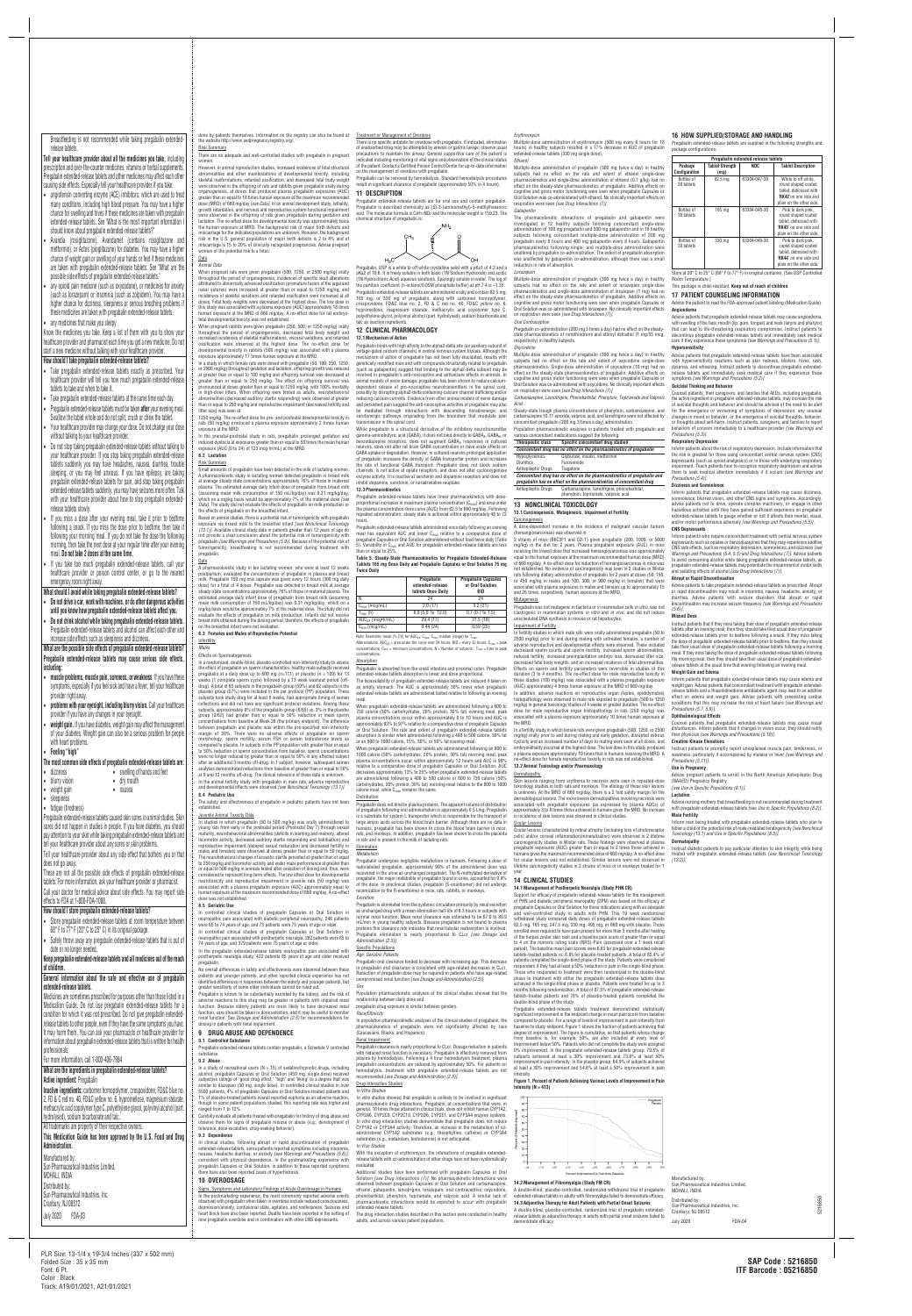Breastfeeding is not recommended while taking pregabalin extended-release tablets.

**Tell your healthcare provider about all the medicines you take,** including prescription and over-the-counter medicines, vitamins or herbal supplements. Pregabalin extended-release tablets and other medicines may affect each other causing side effects. Especially tell your healthcare provider if you take:

- angiotensin converting enzyme (ACE) inhibitors, which are used to treat many conditions, including high blood pressure. You may have a higher chance for swelling and hives if these medicines are taken with pregabalin extended-release tablets. See "What is the most important information I should know about pregabalin extended-release tablets?"
- Avandia (rosiglitazone), Avandamet (contains rosiglitazone and metformin), or Actos (pioglitazone) for diabetes. You may have a higher chance of weight gain or swelling of your hands or feet if these medicines are taken with pregabalin extended-release tablets. See "What are the possible side effects of pregabalin extended-release tablets."
- any opioid pain medicine (such as oxycodone), or medicines for anxiety (such as lorazepam) or insomnia (such as zolpidem). You may have a higher chance for dizziness, sleepiness or serious breathing problems if these medicines are taken with pregabalin extended-release tablets.
- any medicines that make you sleepy

Know the medicines you take. Keep a list of them with you to show your healthcare provider and pharmacist each time you get a new medicine. Do not start a new medicine without talking with your healthcare provider.

**How should I take pregabalin extended-release tablets?**

- Take pregabalin extended-release tablets exactly as prescribed. Your healthcare provider will tell you how much pregabalin extended-release tablets to take and when to take it.
- Take pregabalin extended-release tablets at the same time each day.
- Pregabalin extended-release tablets must be taken **after** your evening meal. Swallow the tablet whole and do not split, crush or chew the tablet.
- Your healthcare provider may change your dose. Do not change your dose without talking to your healthcare provider.
- Do not stop taking pregabalin extended-release tablets without talking to your healthcare provider. If you stop taking pregabalin extended-release tablets suddenly you may have headaches, nausea, diarrhea, trouble sleeping, or you may feel anxious. If you have epilepsy, you may have seizures more often. Talk with your healthcare provider about how to stop pregabalin extended-release tablets slowly.
- If you miss a dose after your evening meal, take it prior to bedtime following a snack. If you miss the dose prior to bedtime, then take it following your morning meal. If you do not take the dose following morning, then take the next dose at your regular time after your evening meal. **Do not take 2 doses at the same time.**
- If you take too much pregabalin extended-release tablets, call your healthcare provider or poison control center, or go to the nearest emergency room right away.

**What should I avoid while taking pregabalin extended-release tablets?**

- **Do not drive a car, work with machines, or do other dangerous activities until you know how pregabalin extended-release tablets affect you.**
- **Do not drink alcohol while taking pregabalin extended-release tablets.** Pregabalin extended-release tablets and alcohol can affect each other and increase side effects such as sleepiness and dizziness.

**What are the possible side effects of pregabalin extended-release tablets?**

**Pregabalin extended-release tablets may cause serious side effects, including:**

- **muscle problems, muscle pain, soreness, or weakness.** If you have these symptoms, especially if you feel sick and have a fever, tell your healthcare provider right away.
- **problems with your eyesight, including blurry vision.** Call your healthcare provider if you have any changes in your eyesight.
- **weight gain.** If you have diabetes, weight gain may affect the management of your diabetes. Weight gain can also be a serious problem for people with heart problems.
- **Feeling "high"**

**The most common side effects of pregabalin extended-release tablets are:**

- dizziness
- blurry vision
- weight gain
- sleepiness
- fatigue (tiredness)
- swelling of hands and feet
- dry mouth
- nausea

Pregabalin extended-release tablets caused skin sores in animal studies. Skin sores did not happen in studies in people. If you have diabetes, you should pay attention to your skin while taking pregabalin extended-release tablets and tell your healthcare provider about any sores or skin problems.

Tell your healthcare provider about any side effect that bothers you or that does not go away.

These are not all the possible side effects of pregabalin extended-release tablets. For more information, ask your healthcare provider or pharmacist.

Call your doctor for medical advice about side effects. You may report side effects to FDA at 1-800-FDA-1088.

**How should I store pregabalin extended-release tablets?**

- Store pregabalin extended-release tablets at room temperature between 68°F to 77°F (20°C to 25°C) in its original package.
- Safely throw away any pregabalin extended-release tablets that is out of date or no longer needed.

**Keep pregabalin extended-release tablets and all medicines out of the reach of children.**

**General information about the safe and effective use of pregabalin extended-release tablets.**

Medicines are sometimes prescribed for purposes other than those listed in a Medication Guide. Do not use pregabalin extended-release tablets for a condition for which it was not prescribed. Do not give pregabalin extended-release tablets to other people, even if they have the same symptoms you have. It may harm them. You can ask your pharmacist or healthcare provider for information about pregabalin extended-release tablets that is written for health professionals.

For more information, call 1-800-406-7984

**What are the ingredients in pregabalin extended-release tablets?**

**Active ingredient:** Pregabalin

**Inactive ingredients:** carbomer homopolymer, crospovidone, FD&C blue no. 2, FD & C red no. 40, FD&C yellow no. 6, hypromellose, magnesium stearate, methacrylic acid copolymer type C, polyethylene glycol, polyvinyl alcohol (part. hydrolyzed), sodium bicarbonate and talc.

All trademarks are property of their respective owners.

**This Medication Guide has been approved by the U.S. Food and Drug Administration.**

Manufactured by:
Sun Pharmaceutical Industries Limited,
MOHALI, INDIA
Distributed by:
Sun Pharmaceutical Industries, Inc.
Cranbury, NJ 08512

July 2020 FDA-03

done by patients themselves. Information on the registry can also be found at the website http://www.aedpregnancyregistry.org/.

*Risk Summary*

There are no adequate and well-controlled studies with pregabalin in pregnant women.

However, in animal reproduction studies, increased incidences of fetal structural abnormalities and other manifestations of developmental toxicity, including skeletal malformations, retarded ossification, and decreased fetal body weight were observed in the offspring of rats and rabbits given pregabalin orally during organogenesis, at doses that produced plasma pregabalin exposures (AUC) greater than or equal to 16 times human exposure at the maximum recommended dose (MRD) of 660 mg/day [see Data]. In an animal development study, lethality, growth retardation, and nervous and reproductive system functional impairment were observed in the offspring of rats given pregabalin during gestation and lactation. The no-effect dose for developmental toxicity was approximately twice the human exposure at MRD. The background risk of major birth defects and miscarriage for the indicated populations are unknown. However, the background risk in the U.S. general population of major birth defects is 2 to 4% and of miscarriage is 15 to 20% of clinically recognized pregnancies. Advise pregnant women of the potential risk to a fetus.

*Data*

*Animal Data*

When pregnant rats were given pregabalin (500, 1250, or 2500 mg/kg) orally throughout the period of organogenesis, incidences of specific skull alterations attributed to abnormally advanced ossification (premature fusion of the jugal and nasal sutures) were increased at greater than or equal to 1250 mg/kg, and incidences of skeletal variations and retarded ossification were increased at all doses. Fetal body weights were decreased at the highest dose. The low dose in this study was associated with a plasma exposure (AUC) approximately 18 times human exposure at the MRD of 660 mg/day. A no-effect dose for rat embryo-fetal developmental toxicity was not established.

When pregnant rabbits were given pregabalin (250, 500, or 1250 mg/kg) orally throughout the period of organogenesis, decreased fetal body weight and increased incidences of skeletal malformations, visceral variations, and retarded ossification were observed at the highest dose. The no-effect dose for developmental toxicity in rabbits (500 mg/kg) was associated with a plasma exposure approximately 17 times human exposure at the MRD.

In a study in which female rats were dosed with pregabalin (50, 100, 250, 1250, or 2500 mg/kg) throughout gestation and lactation, offspring growth was reduced at greater than or equal to 100 mg/kg and offspring survival was decreased at greater than or equal to 250 mg/kg. The effect on offspring survival was pronounced at doses greater than or equal to 1250 mg/kg, with 100% mortality in high-dose litters. When offspring were tested as adults, neurobehavioral abnormalities (decreased auditory startle responding) were observed at greater than or equal to 250 mg/kg and reproductive impairment (decreased fertility and litter size) was seen at 1250 mg/kg. The no-effect dose for pre- and postnatal developmental toxicity in rats (50 mg/kg) produced a plasma exposure approximately 2 times human exposure at the MRD.

In the prenatal-postnatal study in rats, pregabalin prolonged gestation and induced dystocia at exposures greater than or equal to 50 times the mean human exposure (AUC (0 to 24) of 123 mcg·hr/mL) at the MRD.

**8.2 Lactation**

*Risk Summary*

Small amounts of pregabalin have been detected in the milk of lactating women. A pharmacokinetic study in lactating women detected pregabalin in breast milk at average steady state concentrations approximately 76% of those in maternal plasma. The estimated average daily infant dose of pregabalin from breast milk (assuming mean milk consumption of 150 mL/kg/day) was 0.31 mg/kg/day, which on a mg/kg basis would be approximately 7% of the maternal dose [see Data]. The study did not evaluate the effects of pregabalin on milk production or the effects of pregabalin on the breastfed infant.

Based on animal studies, there is a potential risk of tumorigenicity with pregabalin exposure via breast milk to the breastfed infant [see Nonclinical Toxicology (13.1)]. Available clinical study data in patients greater than 12 years of age do not provide a clear conclusion about the potential risk of tumorigenicity with pregabalin [see Warnings and Precautions (5.9)]. Because of the potential risk of tumorigenicity, breastfeeding is not recommended during treatment with pregabalin.

*Data*

A pharmacokinetic study in ten lactating women, who were at least 12 weeks postpartum, evaluated the concentrations of pregabalin in plasma and breast milk. Pregabalin 150 mg oral capsule was given every 12 hours (300 mg daily dose) for a total of 4 doses. Pregabalin was detected in breast milk at average steady-state concentrations approximately 76% of those in maternal plasma. The estimated average daily infant dose of pregabalin from breast milk (assuming mean milk consumption of 150 mL/kg/day) was 0.31 mg/kg/day, which on a mg/kg basis would be approximately 7% of the maternal dose. The study did not evaluate the effects of pregabalin on milk production. Infants did not receive breast milk obtained during the dosing period, therefore, the effects of pregabalin on the breastfed infant were not evaluated.

**8.3 Females and Males of Reproductive Potential**

*Infertility*

*Males*

*Effects on Spermatogenesis*

In a randomized, double-blind, placebo-controlled non-inferiority study to assess the effect of pregabalin on sperm characteristics, healthy male subjects received pregabalin at a daily dose up to 600 mg (n=111) or placebo (n = 109) for 13 weeks (1 complete sperm cycle) followed by a 13-week washout period (off-drug). A total of 65 subjects in the pregabalin group (59%) and 62 subjects in the placebo group (57%) were included in the per protocol (PP) population. These subjects took study drug for at least 8 weeks, had appropriate timing of semen collections and did not have any significant protocol violations. Among these subjects, approximately 9% of the pregabalin group (6/65) vs. 3% in the placebo group (2/62) had greater than or equal to 50% reduction in mean sperm concentrations from baseline at Week 26 (the primary endpoint). The difference between pregabalin and placebo was within the pre-specified non-inferiority margin of 20%. There were no adverse effects of pregabalin on sperm morphology, sperm motility, serum FSH or serum testosterone levels as compared to placebo. In subjects in the PP population with greater than or equal to 50% reduction in sperm concentration from baseline, sperm concentrations were no longer reduced by greater than or equal to 50% in any affected subject after an additional 3 months off-drug. In 1 subject, however, subsequent semen analyses demonstrated reductions from baseline of greater than or equal to 50% at 9 and 12 months off-drug. The clinical relevance of these data is unknown.

In the animal fertility study with pregabalin in male rats, adverse reproductive and developmental effects were observed [see Nonclinical Toxicology (13.1)].

**8.4 Pediatric Use**

The safety and effectiveness of pregabalin in pediatric patients have not been established.

*Juvenile Animal Toxicity Data*

In studies in which pregabalin (50 to 500 mg/kg) was orally administered to young rats from early in the postnatal period (Postnatal Day 7) through sexual maturity, neurobehavioral abnormalities (deficits in learning and memory, altered locomotor activity, decreased auditory startle responding and habituation) and reproductive impairment (delayed sexual maturation and decreased fertility in males and females) were observed at doses greater than or equal to 50 mg/kg. The neurobehavioral changes of acoustic startle persisted at greater than or equal to 250 mg/kg and locomotor activity and water maze performance at greater than or equal to 500 mg/kg in animals tested after cessation of dosing and, thus, were considered to represent long-term effects. The low effect dose for developmental neurotoxicity and reproductive impairment in juvenile rats (50 mg/kg) was associated with a plasma pregabalin exposure (AUC) approximately equal to human exposure at the maximum recommended dose of 660 mg/day. A no-effect dose was not established.

**8.5 Geriatric Use**

In controlled clinical studies of pregabalin Capsules or Oral Solution in neuropathic pain associated with diabetic peripheral neuropathy, 246 patients were 65 to 74 years of age, and 73 patients were 75 years of age or older.

In controlled clinical studies of pregabalin Capsules or Oral Solution in neuropathic pain associated with postherpetic neuralgia, 282 patients were 65 to 74 years of age, and 379 patients were 75 years of age or older.

In the pregabalin extended-release tablets neuropathic pain associated with postherpetic neuralgia study, 422 patients 65 years of age and older received pregabalin.

No overall differences in safety and effectiveness were observed between these patients and younger patients, and other reported clinical experience has not identified differences in responses between the elderly and younger patients, but greater sensitivity of some older individuals cannot be ruled out.

Pregabalin is known to be substantially excreted by the kidney, and the risk of adverse reactions to this drug may be greater in patients with impaired renal function. Because elderly patients are more likely to have decreased renal function, care should be taken in dose selection, and it may be useful to monitor renal function. See Dosage and Administration (2.5) for recommendations for dosing in patients with renal impairment.

**9 DRUG ABUSE AND DEPENDENCE**

**9.1 Controlled Substance**

Pregabalin extended-release tablets contain pregabalin, a Schedule V controlled substance.

**9.2 Abuse**

In a study of recreational users (N = 15) of sedative/hypnotic drugs, including alcohol, pregabalin Capsules or Oral Solution (450 mg, single dose) received subjective ratings of "good drug effect," "high" and "liking" to a degree that was similar to diazepam (30 mg, single dose). In controlled clinical studies in over 5500 patients, 4% of pregabalin Capsules or Oral Solution-treated patients and 1% of placebo-treated patients overall reported euphoria as an adverse reaction, though in some patient populations studied, this reporting rate was higher and ranged from 1 to 12%.

Carefully evaluate all patients treated with pregabalin for history of drug abuse and observe them for signs of pregabalin misuse or abuse (e.g., development of tolerance, dose escalation, drug-seeking behavior).

**9.3 Dependence**

In clinical studies, following abrupt or rapid discontinuation of pregabalin extended-release tablets, some patients reported symptoms including insomnia, nausea, headache, diarrhea, or anxiety [see Warnings and Precautions (5.6)], consistent with physical dependence. In the postmarketing experience with pregabalin Capsules or Oral Solution, in addition to these reported symptoms there have also been reported cases of hyperhidrosis.

**10 OVERDOSAGE**

*Signs, Symptoms and Laboratory Findings of Acute Overdosage in Humans*

In the postmarketing experience, the most commonly reported adverse events observed with pregabalin when taken in overdose include reduced consciousness, depression/anxiety, confusional state, agitation, and restlessness. Seizures and heart block have also been reported. Deaths have been reported in the setting of lone pregabalin overdose and in combination with other CNS depressants.

*Treatment or Management of Overdose*

There is no specific antidote for overdose with pregabalin. If indicated, elimination of unabsorbed drug may be attempted by emesis or gastric lavage; observe usual precautions to maintain the airway. General supportive care of the patient is indicated including monitoring of vital signs and observation of the clinical status of the patient. Contact a Certified Poison Control Center for up-to-date information on the management of overdose with pregabalin.

Pregabalin can be removed by hemodialysis. Standard hemodialysis procedures result in significant clearance of pregabalin (approximately 50% in 4 hours).

**11 DESCRIPTION**

Pregabalin extended-release tablets are for oral use and contain pregabalin. Pregabalin is described chemically as (S)-3-(aminomethyl)-5-methylhexanoic acid. The molecular formula is $C_8H_{17}NO_2$ and the molecular weight is 159.23. The chemical structure of pregabalin is:

Pregabalin, USP is a white to off-white crystalline solid with a pKa1 of 4.2 and a pKa2 of 10.6. It is freely soluble in both basic (1N Sodium Hydroxide) and acidic (1N Hydrochloric Acid) aqueous solutions. Sparingly soluble in water. The log of the partition coefficient (n-octanol/0.05M phosphate buffer) at pH 7.4 is –1.35.

Pregabalin extended-release tablets are administered orally and contain 82.5 mg, 165 mg, or 330 mg of pregabalin, along with carbomer homopolymer, crospovidone, FD&C blue no. 2, FD & C red no. 40, FD&C yellow no. 6, hypromellose, magnesium stearate, methacrylic acid copolymer type C, polyethylene glycol, polyvinyl alcohol (part. hydrolyzed), sodium bicarbonate and talc as inactive ingredients.

**12 CLINICAL PHARMACOLOGY**

**12.1 Mechanism of Action**

Pregabalin binds with high affinity to the alpha2-delta site (an auxiliary subunit of voltage-gated calcium channels) in central nervous system tissues. Although the mechanism of action of pregabalin has not been fully elucidated, results with genetically modified mice and with compounds structurally related to pregabalin (such as gabapentin) suggest that binding to the alpha2-delta subunit may be involved in pregabalin's anti-nociceptive and antiseizure effects in animals. In animal models of nerve damage, pregabalin has been shown to reduce calcium-dependent release of pro-nociceptive neurotransmitters in the spinal cord, possibly by disrupting alpha2-delta containing-calcium channel trafficking and/or reducing calcium currents. Evidence from other animal models of nerve damage and persistent pain suggest the anti-nociceptive activities of pregabalin may also be mediated through interactions with descending noradrenergic and serotonergic pathways originating from the brainstem that modulate pain transmission in the spinal cord.

While pregabalin is a structural derivative of the inhibitory neurotransmitter gamma-aminobutyric acid (GABA), it does not bind directly to $GABA_A$, $GABA_B$, or benzodiazepine receptors, does not augment $GABA_A$ responses in cultured neurons, does not alter rat brain GABA concentration or have acute effects on GABA uptake or degradation. However, in cultured neurons prolonged application of pregabalin increases the density of GABA transporter protein and increases the rate of functional GABA transport. Pregabalin does not block sodium channels, is not active at opiate receptors, and does not alter cyclooxygenase enzyme activity. It is inactive at serotonin and dopamine receptors and does not inhibit dopamine, serotonin, or noradrenaline reuptake.

**12.3 Pharmacokinetics**

Pregabalin extended-release tablets have linear pharmacokinetics with dose-proportional increases in maximum plasma concentration ($C_{max}$) and area under the plasma concentration-time curve (AUC) from 82.5 to 660 mg/day. Following repeated administration, steady state is achieved within approximately 48 to 72 hours.

Pregabalin extended-release tablets administered once daily following an evening meal has equivalent AUC and lower $C_{max}$ relative to a comparative dose of pregabalin Capsules or Oral Solution administered without food twice daily (Table 5). Variability in $C_{max}$ and AUC for pregabalin extended-release tablets are less than or equal to 25%.

**Table 5. Steady-State Pharmacokinetics for Pregabalin Extended-Release Tablets 165 mg Once Daily and Pregabalin Capsules or Oral Solution 75 mg Twice Daily**

| | Pregabalin extended-release tablets Once Daily | Pregabalin Capsules or Oral Solution BID |
|---|---|---|
| N | 24 | 24 |
| $T_{max}$ (hours) | 8.0 (5.0 to 12.0) | 0.7 (0.7 to 1.5) |
| $C_{max}$ (mcg/mL) | 2.0 (17) | 3.2 (21) |
| $AUC_{24}$ (mcg•h/mL) | 29.4 (17) | 31.5 (18) |
| $C_{min}$ (mcg/mL) | 0.44 (24) | 0.50 (25) |

Note: Geometric mean (% CV) for AUC24, Cmax, Cmin; median (range) for Tmax. Abbreviations: $AUC_{24}$ = area under the curve over 24 hours; BID = every 12 hours; $C_{max}$ = peak concentrations; $C_{min}$ = minimum concentrations; N = Number of subjects; $T_{max}$ = time to peak concentrations.

*Absorption*

Pregabalin is absorbed from the small intestinal and proximal colon. Pregabalin extended-release tablets absorption is linear and dose proportional.

The bioavailability of pregabalin extended-release tablets was reduced if taken on an empty stomacheach. The AUC is approximately 30% lower when pregabalin extended-release tablets are administered fasted relative to following an evening meal.

When pregabalin extended-release tablets are administered following a 600 to 750 calorie (50% carbohydrates, 20% protein, 30% fat) evening meal, peak plasma concentrations occur within approximately 8 to 10 hours and AUC is approximately 93% to 97% relative to a comparative dose of pregabalin Capsules or Oral Solution. The rate and extent of pregabalin extended-release tablets absorption is similar when administered following a 400 to 500 calorie, 30% fat or an 800 to 1000 calorie, 15%, 30%, or 50% fat evening meal.

When pregabalin extended-release tablets are administered following an 800 to 1000 calorie (50% carbohydrates, 20% protein, 30% fat) morning meal, peak plasma concentrations occur within approximately 12 hours and AUC is 99% relative to a comparative dose of pregabalin Capsules or Oral Solution. AUC decreases approximately 13% to 25% when pregabalin extended-release tablets are administered following a 400 to 500 calorie or 600 to 750 calorie (50% carbohydrates, 20% protein, 30% fat) morning meal, but plasma pregabalin concentrations were comparable to those administered following an 800 to 1000 calorie meal, while $C_{max}$ remains the same.

*Distribution*

Pregabalin does not bind to plasma proteins. The apparent volume of distribution of pregabalin following oral administration is approximately 0.5 L/kg. Pregabalin is a substrate for system L transporter which is responsible for the transport of large amino acids across the blood brain barrier. Although there are no data in humans, pregabalin has been shown to cross the blood brain barrier in mice, rats, and monkeys. In addition, pregabalin has been shown to cross the placenta in rats and is present in the milk of lactating rats.

*Elimination*

*Metabolism*

Pregabalin undergoes negligible metabolism in humans. Following a dose of radiolabeled pregabalin, approximately 90% of the administered dose was recovered in the urine as unchanged pregabalin. The N-methylated derivative of pregabalin, the major metabolite of pregabalin found in urine, accounted for 0.9% of the dose. In preclinical studies, pregabalin (S-enantiomer) did not undergo racemization to the R-enantiomer in mice, rats, rabbits, or monkeys.

*Excretion*

Pregabalin is eliminated from the systemic circulation primarily by renal excretion as unchanged drug with a mean elimination half-life of 6.3 hours in subjects with normal renal function. Mean renal clearance was estimated to be 67.0 to 80.9 mL/min in young healthy subjects. Because pregabalin is not bound to plasma proteins this clearance rate indicates that renal tubular reabsorption is involved. Pregabalin elimination is nearly proportional to CLcr [see Dosage and Administration (2.5)].

*Specific Populations*

*Age: Geriatric Patients*

Pregabalin oral clearance tended to decrease with increasing age. This decrease in pregabalin oral clearance is consistent with age-related decreases in CLcr. Reduction of pregabalin dose may be required in patients who have age-related compromised renal function [see Dosage and Administration (2.5)].

*Sex*

Population pharmacokinetic analyses of the clinical studies showed that the relationship between daily dose and pregabalin drug exposure is similar between genders.

*Race/Ethnicity*

In population pharmacokinetic analyses of the clinical studies of pregabalin, the pharmacokinetics of pregabalin were not significantly affected by race (Caucasians, Blacks, and Hispanics).

*Renal Impairment*

Pregabalin clearance is nearly proportional to CLcr. Dosage reduction in patients with reduced renal function is necessary. Pregabalin is effectively removed from plasma by hemodialysis. Following a 4-hour hemodialysis treatment, plasma pregabalin concentrations are reduced by approximately 50%. For patients on hemodialysis, treatment with pregabalin extended-release tablets is not recommended [see Dosage and Administration (2.5)].

*Drug Interaction Studies*

*In Vitro Studies*

In vitro studies showed that pregabalin is unlikely to be involved in significant pharmacokinetic drug interactions. Pregabalin, at concentrations that were, in general, 10 times those attained in clinical trials, does not inhibit human CYP1A2, CYP2A6, CYP2C9, CYP2C19, CYP2D6, CYP2E1, and CYP3A4 enzyme systems. In vitro drug interaction studies demonstrate that pregabalin does not induce CYP1A2 or CYP3A4 activity. Therefore, an increase in the metabolism of coadministered CYP1A2 substrates (e.g., theophylline, caffeine) or CYP3A4 substrates (e.g., midazolam, testosterone) is not anticipated.

*In Vivo Studies*

With the exception of erythromycin, the interactions of pregabalin extended-release tablets with co-administration of other drugs have not been systematically evaluated.

Additional studies have been performed with pregabalin Capsules or Oral Solution [see Drug Interactions (7)]. No pharmacokinetic interactions were observed between pregabalin Capsules or Oral Solution and carbamazepine, ethanol, gabapentin, lamotrigine, lorazepam, oral contraceptive, oxycodone, phenobarbital, phenytoin, topiramate, and valproic acid. A lack of pharmacokinetic interactions would be expected to occur with pregabalin extended-release tablets.

The drug interaction studies described in this section were conducted in healthy adults, and across various patient populations.

*Erythromycin*

Multiple-dose administration of erythromycin (500 mg every 6 hours for 16 hours) in healthy subjects resulted in a 17% decrease in AUC of pregabalin extended-release tablets (330 mg single dose).

*Ethanol*

Multiple-dose administration of pregabalin (300 mg twice a day) in healthy subjects had no effect on the rate and extent of ethanol single-dose pharmacokinetics and single-dose administration of ethanol (0.7 g/kg) had no effect on the steady-state pharmacokinetics of pregabalin. Additive effects on cognitive and gross motor functioning were seen when pregabalin Capsules or Oral Solution was co-administered with ethanol. No clinically important effects on respiration were seen [see Drug Interactions (7)].

*Gabapentin*

The pharmacokinetic interactions of pregabalin and gabapentin were investigated in 12 healthy subjects following concomitant single-dose administration of 100 mg pregabalin and 300 mg gabapentin and in 18 healthy subjects following concomitant multiple-dose administration of 200 mg pregabalin every 8 hours and 400 mg gabapentin every 8 hours. Gabapentin pharmacokinetics following single- and multiple-dose administration were unaltered by pregabalin co-administration. The extent of pregabalin absorption was unaffected by gabapentin co-administration, although there was a small reduction in rate of absorption.

*Lorazepam*

Multiple-dose administration of pregabalin (300 mg twice a day) in healthy subjects had no effect on the rate and extent of lorazepam single-dose pharmacokinetics and single-dose administration of lorazepam (1 mg) had no effect on the steady-state pharmacokinetics of pregabalin. Additive effects on cognitive and gross motor functioning were seen when pregabalin Capsules or Oral Solution was co-administered with lorazepam. No clinically important effects on respiration were seen [see Drug Interactions (7)].

*Oral Contraceptive*

Pregabalin co-administration (200 mg 3 times a day) had no effect on the steady-state pharmacokinetics of norethindrone and ethinyl estradiol (1 mg/35 mcg, respectively) in healthy subjects.

*Oxycodone*

Multiple-dose administration of pregabalin (300 mg twice a day) in healthy subjects had no effect on the rate and extent of oxycodone single-dose pharmacokinetics. Single-dose administration of oxycodone (10 mg) had no effect on the steady-state pharmacokinetics of pregabalin. Additive effects on cognitive and gross motor functioning were seen when pregabalin Capsules or Oral Solution was co-administered with oxycodone. No clinically important effects on respiration were seen [see Drug Interactions (7)].

*Carbamazepine, Lamotrigine, Phenobarbital, Phenytoin, Topiramate and Valproic Acid*

Steady-state trough plasma concentrations of phenytoin, carbamazepine, and carbamazepine 10,11 epoxide, valproic acid, and lamotrigine were not affected by concomitant pregabalin (200 mg 3 times a day) administration.

Population pharmacokinetic analyses in patients treated with pregabalin and various concomitant medications suggested the following:

| Therapeutic class | Specific concomitant drug studied |
|---|---|
| *Concomitant drug has no effect on the pharmacokinetics of pregabalin* | |
| Hypoglycemics | Glyburide, insulin, metformin |
| Diuretics | Furosemide |
| Antiepileptic Drugs | Tiagabine |
| *Concomitant drug has no effect on the pharmacokinetics of pregabalin and pregabalin has no effect on the pharmacokinetics of concomitant drug* | |
| Antiepileptic Drugs | Carbamazepine, lamotrigine, phenobarbital, phenytoin, topiramate, valproic acid |

**13 NONCLINICAL TOXICOLOGY**

**13.1 Carcinogenesis, Mutagenesis, Impairment of Fertility**

*Carcinogenesis*

A dose-dependent increase in the incidence of malignant vascular tumors (hemangiosarcomas) was observed in 2 strains of mice (B6C3F1 and CD-1) given pregabalin (200, 1000, or 5000 mg/kg) in the diet for 2 years. Plasma pregabalin exposure (AUC) in mice receiving the lowest dose that increased hemangiosarcomas was approximately equal to the human exposure at the maximum recommended human dose (MRHD) of 660 mg/day. A no-effect dose for induction of hemangiosarcomas in mice was not established. No evidence of carcinogenicity was seen in 2 studies in Wistar rats following dietary administration of pregabalin for 2 years at doses (50, 150, or 450 mg/kg in males and 100, 300, or 900 mg/kg in females) that were associated with plasma exposures in males and females up to approximately 15 and 26 times, respectively, human exposure at the MRHD.

*Mutagenesis*

Pregabalin was not mutagenic in bacteria or in mammalian cells in vitro, was not clastogenic in mammalian systems in vitro and in vivo, and did not induce unscheduled DNA synthesis in mouse or rat hepatocytes.

*Impairment of Fertility*

In fertility studies in which male rats were orally administered pregabalin (50 to 2500 mg/kg) prior to and during mating with untreated females, a number of adverse reproductive and developmental effects were observed. These included decreased sperm counts and sperm motility, increased sperm abnormalities, reduced fertility, increased preimplantation embryo loss, decreased litter size, decreased fetal body weights, and an increased incidence of fetal abnormalities. Effects on sperm and fertility parameters were reversible in studies of this duration (3 to 4 months). The no-effect dose for male reproductive toxicity in these studies (100 mg/kg) was associated with a plasma pregabalin exposure (AUC) approximately 4 times human exposure at the MRD of 660 mg/day.

In addition, adverse reactions on reproductive organ (testes, epididymides) histopathology were observed in male rats exposed to pregabalin (500 to 1250 mg/kg) in general toxicology studies of 4 weeks or greater duration. The no-effect dose for male reproductive organ histopathology in rats (250 mg/kg) was associated with a plasma exposure approximately 10 times human exposure at the MRD.

In a fertility study in which female rats were given pregabalin (500, 1250, or 2500 mg/kg) orally prior to and during mating and early gestation, disrupted estrous cyclicity and an increased number of days to mating were seen at all doses, and embryolethality occurred at the highest dose. The low dose in this study produced a plasma exposure approximately 10 times that in humans receiving the MRD. A no-effect dose for female reproductive toxicity in rats was not established.

**13.2 Animal Toxicology and/or Pharmacology**

*Dermatopathy*

Skin lesions ranging from erythema to necrosis were seen in repeated-dose toxicology studies in both rats and monkeys. The etiology of these skin lesions is unknown. At the MRD of 660 mg/day, there is a 2 fold safety margin for the dermatological lesions. The more severe dermatopathies involving necrosis were associated with pregabalin exposures (as expressed by plasma AUCs) of approximately 3 to 8 times those achieved in humans given the MRD. No increase in incidence of skin lesions was observed in clinical studies.

*Ocular Lesions*

Ocular lesions (characterized by retinal atrophy [including loss of photoreceptor cells] and/or corneal inflammation/mineralization) were observed in 2 lifetime carcinogenicity studies in Wistar rats. These findings were observed at plasma pregabalin exposures (AUC) greater than or equal to 2 times those achieved in humans given the maximum recommended dose of 660 mg/day. A no-effect dose for ocular lesions was not established. Similar lesions were not observed in lifetime carcinogenicity studies in 2 strains of mice or in monkeys treated for 1 year.

**14 CLINICAL STUDIES**

**14.1 Management of Postherpetic Neuralgia (Study PHN CR)**

Support for efficacy of pregabalin extended-release tablets for the management of PHN and diabetic peripheral neuropathy (DPN) was based on the efficacy of pregabalin Capsules or Oral Solution for these indications along with an adequate and well-controlled study in adults with PHN. This 19 week randomized withdrawal study compared daily doses of pregabalin extended-release tablets 82.5 mg, 165 mg, 247.5 mg, 330 mg, 495 mg, or 660 mg with placebo. Those enrolled were required to have pain present for more than 3 months after healing of the herpes zoster skin rash and a baseline pain score of greater than or equal to 4 on the numeric rating scale (NRS)-Pain (assessed over a 1 week recall period). The baseline mean pain scores were 6.83 for pregabalin extended-release tablets-treated patients vs. 6.85 for placebo-treated patients. A total of 82.4% of patients completed the single-blind phase of the study. Patients were considered responders if they had at least a 50% reduction in pain in the single-blind phase. Those who responded to treatment were then randomized in the double-blind phase to treatment with either the pregabalin extended-release tablets dose achieved in the single-blind phase or placebo. Patients were treated for up to 3 months following randomization. A total of 87.5% of pregabalin extended-release tablets-treated patients and 78% of placebo-treated patients completed the double-blind phase of the study.

Pregabalin extended-release tablets treatment demonstrated statistically significant improvement in the endpoint change in mean pain score from baseline compared to placebo. For a range of levels of improvement in pain intensity from baseline to study endpoint, Figure 1 shows the fraction of patients achieving that degree of improvement. The figure is cumulative, so that patients whose change from baseline is, for example, 50%, are also included at every level of improvement below 50%. Patients who did not complete the study were assigned 0% improvement. In the pregabalin extended-release tablets group, 79.8% of subjects achieved at least a 30% improvement and 73.8% at least 50% improvement in pain intensity. In the placebo group, 64.8% of subjects achieved at least a 30% improvement and 54.6% at least a 50% improvement in pain intensity.

**Figure 1. Percent of Patients Achieving Various Levels of Improvement in Pain Intensity (N = 413)**

Pregabalin
Placebo

**14.2 Management of Fibromyalgia (Study FM CR)**

A double-blind, placebo-controlled, randomized withdrawal trial of pregabalin extended-release tablets in adults with fibromyalgia failed to demonstrate efficacy.

**14.3 Adjunctive Therapy for Adult Patients with Partial Onset Seizures**

A double-blind, placebo-controlled, randomized trial of pregabalin extended-release tablets as adjunctive therapy in adults with partial onset seizures failed to demonstrate efficacy.

**16 HOW SUPPLIED/STORAGE AND HANDLING**

Pregabalin extended-release tablets are supplied in the following strengths and package configurations:

| Pregabalin extended-release tablets | | | |
|---|---|---|---|
| **Package Configuration** | **Tablet Strength (mg)** | **NDC** | **Tablet Description** |
| Bottles of 30 tablets | 82.5 mg | 63304-047-30 | White to off white, round shaped coated tablet, debossed with 'RK45' on one side and plain on the other side. |
| Bottles of 30 tablets | 165 mg | 63304-048-30 | Pink to dark pink, round shaped coated tablet, debossed with 'RK46' on one side and plain on the other side. |
| Bottles of 30 tablets | 330 mg | 63304-049-30 | Pink to dark pink, capsule shaped coated tablet, debossed with 'RK48' on one side and plain on the other side. |

Store at 20° C to 25° C (68° F to 77° F) in original container. [See USP Controlled Room Temperature.]

This package is child-resistant. **Keep out of reach of children.**

**17 PATIENT COUNSELING INFORMATION**

Advise the patient to read the FDA-approved patient labeling (Medication Guide).

**Angioedema**

Advise patients that pregabalin extended-release tablets may cause angioedema, with swelling of the face, mouth (lip, gum, tongue) and neck (larynx and pharynx) that can lead to life-threatening respiratory compromise. Instruct patients to discontinue pregabalin extended-release tablets and immediately seek medical care if they experience these symptoms [see Warnings and Precautions (5.1)].

**Hypersensitivity**

Advise patients that pregabalin extended-release tablets have been associated with hypersensitivity reactions such as skin redness, blisters, hives, rash, dyspnea, and wheezing. Instruct patients to discontinue pregabalin extended-release tablets and immediately seek medical care if they experience these symptoms [see Warnings and Precautions (5.2)].

**Suicidal Thinking and Behavior**

Counsel patients, their caregivers, and families that AEDs, including pregabalin, the active ingredient in pregabalin extended-release tablets, may increase the risk of suicidal thoughts and behavior and should be advised of the need to be alert for the emergence or worsening of symptoms of depression, any unusual changes in mood or behavior, or the emergence of suicidal thoughts, behavior, or thoughts about self-harm. Instruct patients, caregivers, and families to report behaviors of concern immediately to a healthcare provider [see Warnings and Precautions (5.3)].

**Respiratory Depression**

Inform patients about the risk of respiratory depression. Include information that the risk is greatest for those using concomitant central nervous system (CNS) depressants (such as opioid analgesics) or in those with underlying respiratory impairment. Teach patients how to recognize respiratory depression and advise them to seek medical attention immediately if it occurs [see Warnings and Precautions (5.4)].

**Dizziness and Somnolence**

Inform patients that pregabalin extended-release tablets may cause dizziness, somnolence, blurred vision, and other CNS signs and symptoms. Accordingly, advise patients not to drive, operate complex machinery, or engage in other hazardous activities until they have gained sufficient experience on pregabalin extended-release tablets to gauge whether or not it affects their mental, visual, and/or motor performance adversely [see Warnings and Precautions (5.5)].

**CNS Depressants**

Inform patients who require concomitant treatment with central nervous system depressants such as opiates or benzodiazepines that they may experience additive CNS side effects, such as respiratory depression, somnolence, and dizziness [see Warnings and Precautions (5.4, 5.5) and Drug Interactions (7)]. Advise patients to avoid consuming alcohol while taking pregabalin extended-release tablets, as pregabalin extended-release tablets may potentiate the impairment of motor skills and sedating effects of alcohol [see Drug Interactions (7)].

**Abrupt or Rapid Discontinuation**

Advise patients to take pregabalin extended-release tablets as prescribed. Abrupt or rapid discontinuation may result in insomnia, nausea, headache, anxiety, or diarrhea. Advise patients with seizure disorders that abrupt or rapid discontinuation may increase seizure frequency [see Warnings and Precautions (5.6)].

**Missed Dose**

Instruct patients that if they miss taking their dose of pregabalin extended-release tablets after an evening meal, then they should take their usual dose of pregabalin extended-release tablets prior to bedtime following a snack. If they miss taking the dose of pregabalin extended-release tablets prior to bedtime, then they should take their usual dose of pregabalin extended-release tablets following a morning meal. If they miss taking the dose of pregabalin extended-release tablets following the morning meal, then they should take their usual dose of pregabalin extended-release tablets at the usual time that evening following an evening meal.

**Weight Gain and Edema**

Inform patients that pregabalin extended-release tablets may cause edema and weight gain. Advise patients that concomitant treatment with pregabalin extended-release tablets and a thiazolidinedione antidiabetic agent may lead to an additive effect on edema and weight gain. Advise patients with preexisting conditions that this may increase the risk of heart failure [see Warnings and Precautions (5.7, 5.8)].

**Ophthalmological Effects**

Counsel patients that pregabalin extended-release tablets may cause visual disturbances. Inform patients that if changes in vision occur, they should notify their physician [see Warnings and Precautions (5.10)].

**Creatine Kinase Elevations**

Instruct patients to promptly report unexplained muscle pain, tenderness, or weakness, particularly if accompanied by malaise or fever [see Warnings and Precautions (5.11)].

**Use in Pregnancy**

Advise pregnant patients to enroll in the North American Antiepileptic Drug (NAAED) Pregnancy Registry [see Use in Specific Populations (8.1)].

**Lactation**

Advise nursing mothers that breastfeeding is not recommended during treatment with pregabalin extended-release tablets [see Use in Specific Populations (8.2)].

**Male Fertility**

Inform men being treated with pregabalin extended-release tablets who plan to father a child of the potential risk of male-mediated teratogenicity [see Nonclinical Toxicology (13.1) and Use in Specific Populations (8.3)].

**Dermatopathy**

Instruct diabetic patients to pay particular attention to skin integrity while being treated with pregabalin extended-release tablets [see Nonclinical Toxicology (13.2)].

Manufactured by:
Sun Pharmaceutical Industries Limited,
MOHALI, INDIA
Distributed by:
Sun Pharmaceutical Industries, Inc.
Cranbury, NJ 08512

July 2020 FDA-04

5216850

PLR Size: 13-1/4 x 19-3/4 inches (337 x 502 mm)
Folded Size : 35 x 35 mm
Font: 6 Pt.
Color : Black
Track: A19/01/2021, A21/01/2021

**SAP Code : 5216850**
**ITF Barcode : 05216850**